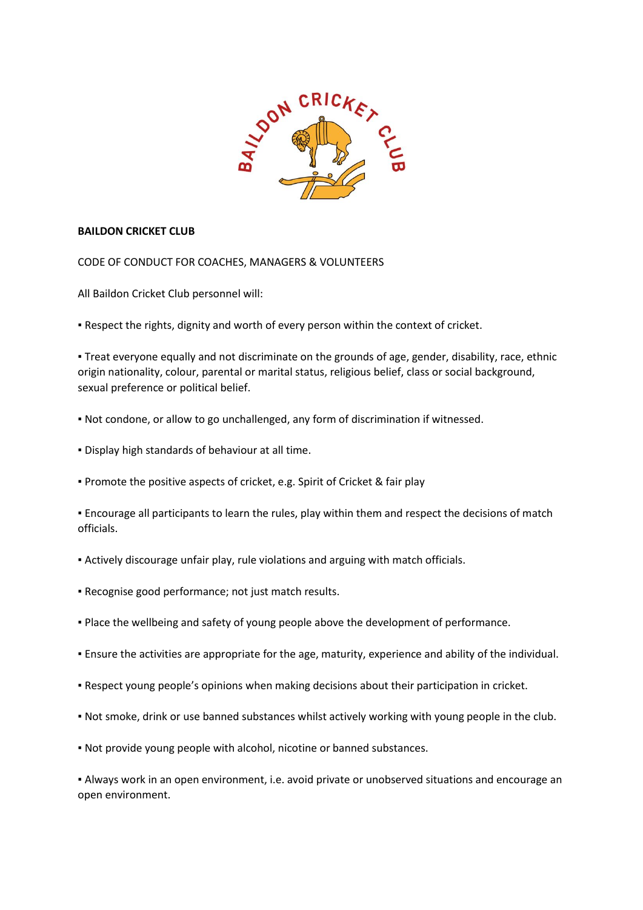**BAILDON CRICKET CLUB**

CODE OF CONDUCT FOR COACHES, MANAGERS & VOLUNTEERS

All Baildon Cricket Club personnel will:

- Respect the rights, dignity and worth of every person within the context of cricket.

- Treat everyone equally and not discriminate on the grounds of age, gender, disability, race, ethnic origin nationality, colour, parental or marital status, religious belief, class or social background, sexual preference or political belief.

- Not condone, or allow to go unchallenged, any form of discrimination if witnessed.

- Display high standards of behaviour at all time.

- Promote the positive aspects of cricket, e.g. Spirit of Cricket & fair play

- Encourage all participants to learn the rules, play within them and respect the decisions of match officials.

- Actively discourage unfair play, rule violations and arguing with match officials.

- Recognise good performance; not just match results.

- Place the wellbeing and safety of young people above the development of performance.

- Ensure the activities are appropriate for the age, maturity, experience and ability of the individual.

- Respect young people's opinions when making decisions about their participation in cricket.

- Not smoke, drink or use banned substances whilst actively working with young people in the club.

- Not provide young people with alcohol, nicotine or banned substances.

- Always work in an open environment, i.e. avoid private or unobserved situations and encourage an open environment.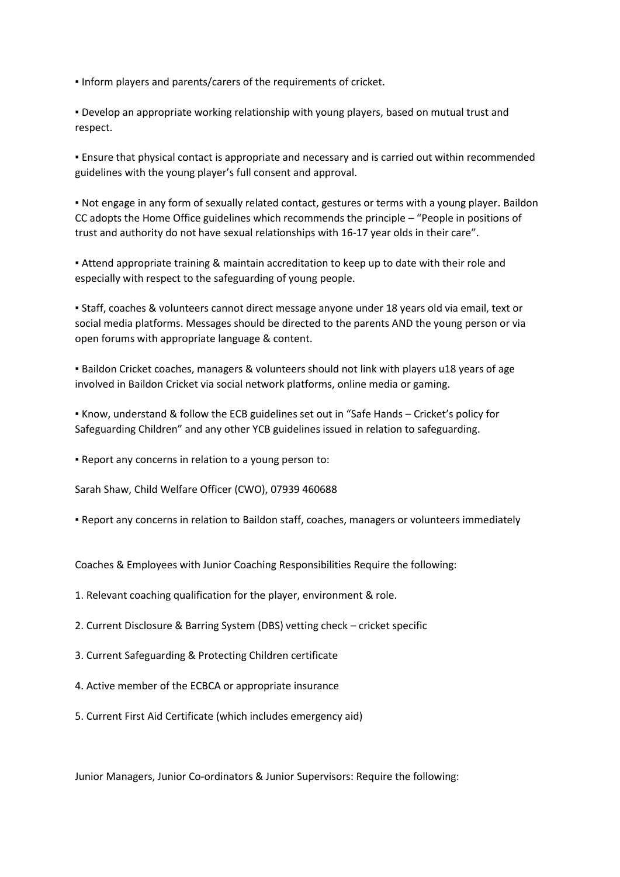- Inform players and parents/carers of the requirements of cricket.

- Develop an appropriate working relationship with young players, based on mutual trust and respect.

- Ensure that physical contact is appropriate and necessary and is carried out within recommended guidelines with the young player's full consent and approval.

- Not engage in any form of sexually related contact, gestures or terms with a young player. Baildon CC adopts the Home Office guidelines which recommends the principle – "People in positions of trust and authority do not have sexual relationships with 16-17 year olds in their care".

- Attend appropriate training & maintain accreditation to keep up to date with their role and especially with respect to the safeguarding of young people.

- Staff, coaches & volunteers cannot direct message anyone under 18 years old via email, text or social media platforms. Messages should be directed to the parents AND the young person or via open forums with appropriate language & content.

- Baildon Cricket coaches, managers & volunteers should not link with players u18 years of age involved in Baildon Cricket via social network platforms, online media or gaming.

- Know, understand & follow the ECB guidelines set out in "Safe Hands – Cricket's policy for Safeguarding Children" and any other YCB guidelines issued in relation to safeguarding.

- Report any concerns in relation to a young person to:

Sarah Shaw, Child Welfare Officer (CWO), 07939 460688

- Report any concerns in relation to Baildon staff, coaches, managers or volunteers immediately

Coaches & Employees with Junior Coaching Responsibilities Require the following:

1. Relevant coaching qualification for the player, environment & role.

2. Current Disclosure & Barring System (DBS) vetting check – cricket specific

3. Current Safeguarding & Protecting Children certificate

4. Active member of the ECBCA or appropriate insurance

5. Current First Aid Certificate (which includes emergency aid)

Junior Managers, Junior Co-ordinators & Junior Supervisors: Require the following: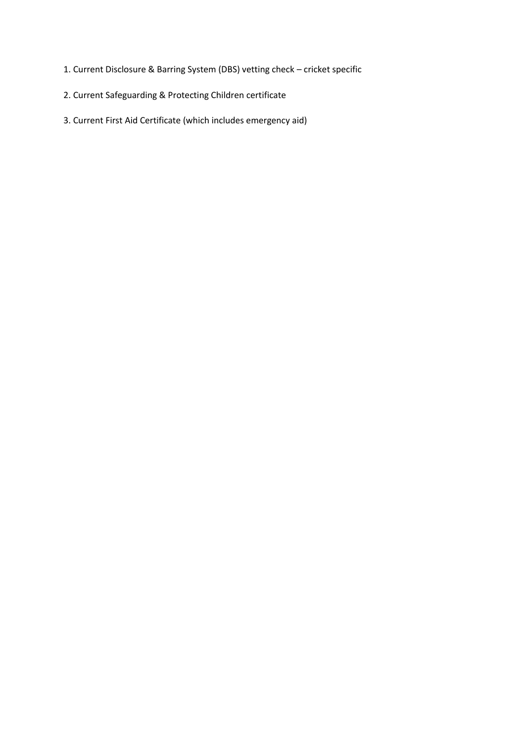1. Current Disclosure & Barring System (DBS) vetting check – cricket specific
2. Current Safeguarding & Protecting Children certificate
3. Current First Aid Certificate (which includes emergency aid)